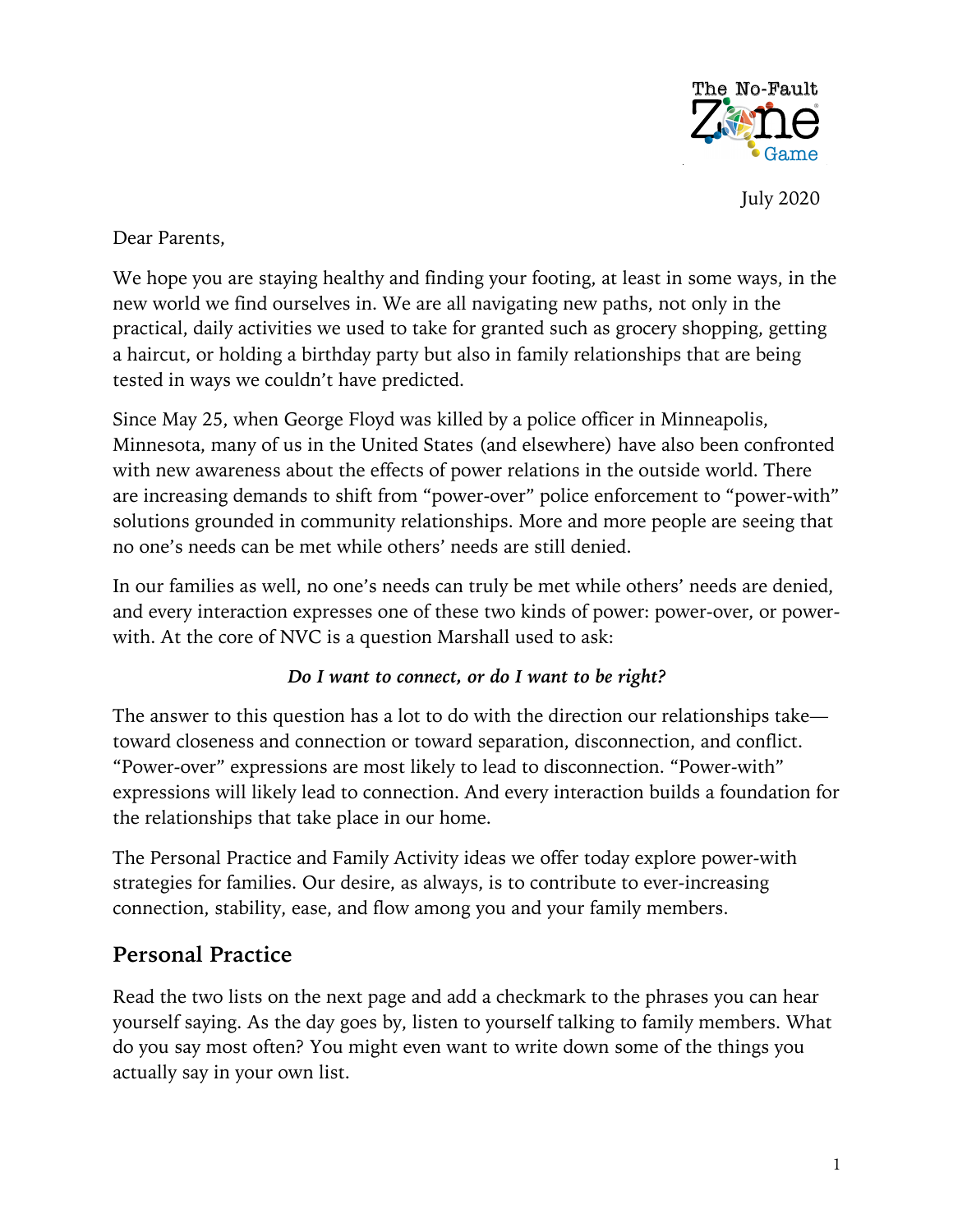The No-Fault Zone Game

July 2020

Dear Parents,

We hope you are staying healthy and finding your footing, at least in some ways, in the new world we find ourselves in. We are all navigating new paths, not only in the practical, daily activities we used to take for granted such as grocery shopping, getting a haircut, or holding a birthday party but also in family relationships that are being tested in ways we couldn't have predicted.

Since May 25, when George Floyd was killed by a police officer in Minneapolis, Minnesota, many of us in the United States (and elsewhere) have also been confronted with new awareness about the effects of power relations in the outside world. There are increasing demands to shift from "power-over" police enforcement to "power-with" solutions grounded in community relationships. More and more people are seeing that no one's needs can be met while others' needs are still denied.

In our families as well, no one's needs can truly be met while others' needs are denied, and every interaction expresses one of these two kinds of power: power-over, or power-with. At the core of NVC is a question Marshall used to ask:

***Do I want to connect, or do I want to be right?***

The answer to this question has a lot to do with the direction our relationships take—toward closeness and connection or toward separation, disconnection, and conflict. "Power-over" expressions are most likely to lead to disconnection. "Power-with" expressions will likely lead to connection. And every interaction builds a foundation for the relationships that take place in our home.

The Personal Practice and Family Activity ideas we offer today explore power-with strategies for families. Our desire, as always, is to contribute to ever-increasing connection, stability, ease, and flow among you and your family members.

## Personal Practice

Read the two lists on the next page and add a checkmark to the phrases you can hear yourself saying. As the day goes by, listen to yourself talking to family members. What do you say most often? You might even want to write down some of the things you actually say in your own list.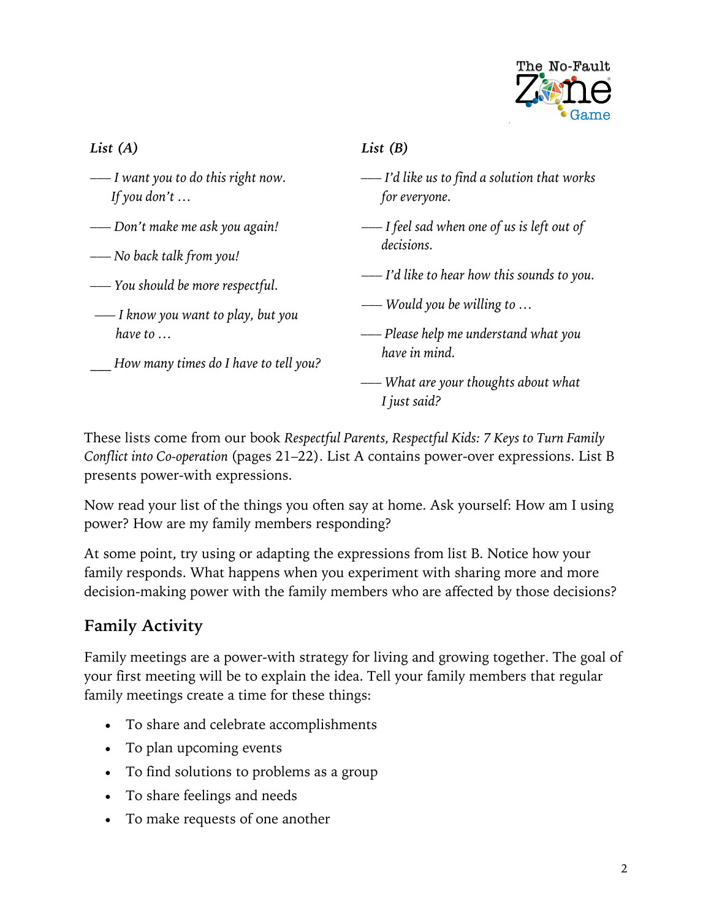*List (A)*

___ *I want you to do this right now. If you don't …*

___ *Don't make me ask you again!*

___ *No back talk from you!*

___ *You should be more respectful.*

___ *I know you want to play, but you have to …*

___ *How many times do I have to tell you?*

*List (B)*

___ *I'd like us to find a solution that works for everyone.*

___ *I feel sad when one of us is left out of decisions.*

___ *I'd like to hear how this sounds to you.*

___ *Would you be willing to …*

___ *Please help me understand what you have in mind.*

___ *What are your thoughts about what I just said?*

These lists come from our book *Respectful Parents, Respectful Kids: 7 Keys to Turn Family Conflict into Co-operation* (pages 21–22). List A contains power-over expressions. List B presents power-with expressions.

Now read your list of the things you often say at home. Ask yourself: How am I using power? How are my family members responding?

At some point, try using or adapting the expressions from list B. Notice how your family responds. What happens when you experiment with sharing more and more decision-making power with the family members who are affected by those decisions?

## Family Activity

Family meetings are a power-with strategy for living and growing together. The goal of your first meeting will be to explain the idea. Tell your family members that regular family meetings create a time for these things:

- To share and celebrate accomplishments
- To plan upcoming events
- To find solutions to problems as a group
- To share feelings and needs
- To make requests of one another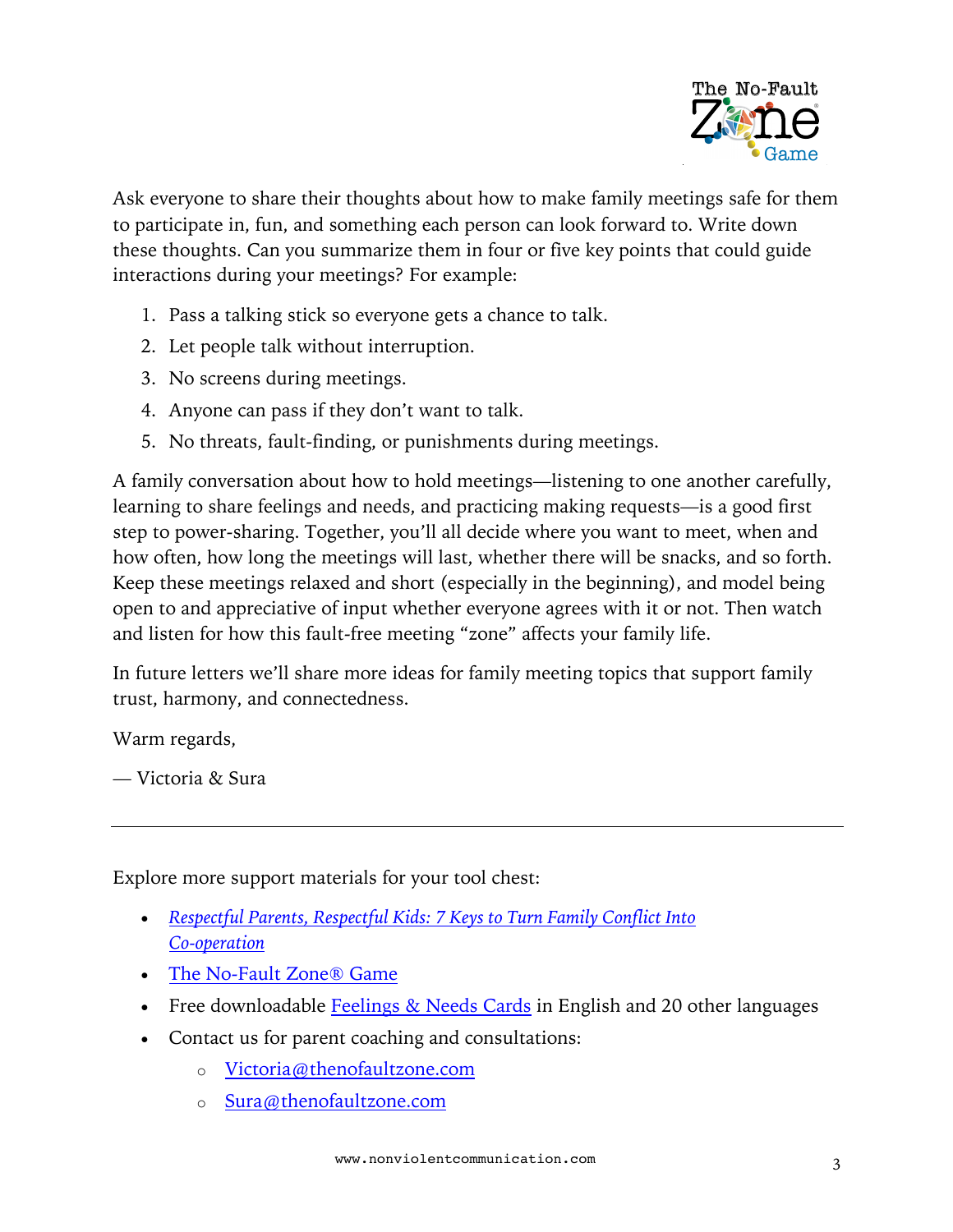Ask everyone to share their thoughts about how to make family meetings safe for them to participate in, fun, and something each person can look forward to. Write down these thoughts. Can you summarize them in four or five key points that could guide interactions during your meetings? For example:

1. Pass a talking stick so everyone gets a chance to talk.
2. Let people talk without interruption.
3. No screens during meetings.
4. Anyone can pass if they don't want to talk.
5. No threats, fault-finding, or punishments during meetings.

A family conversation about how to hold meetings—listening to one another carefully, learning to share feelings and needs, and practicing making requests—is a good first step to power-sharing. Together, you'll all decide where you want to meet, when and how often, how long the meetings will last, whether there will be snacks, and so forth. Keep these meetings relaxed and short (especially in the beginning), and model being open to and appreciative of input whether everyone agrees with it or not. Then watch and listen for how this fault-free meeting "zone" affects your family life.

In future letters we'll share more ideas for family meeting topics that support family trust, harmony, and connectedness.

Warm regards,

— Victoria & Sura

---

Explore more support materials for your tool chest:

- *Respectful Parents, Respectful Kids: 7 Keys to Turn Family Conflict Into Co-operation*
- The No-Fault Zone® Game
- Free downloadable Feelings & Needs Cards in English and 20 other languages
- Contact us for parent coaching and consultations:
  - Victoria@thenofaultzone.com
  - Sura@thenofaultzone.com